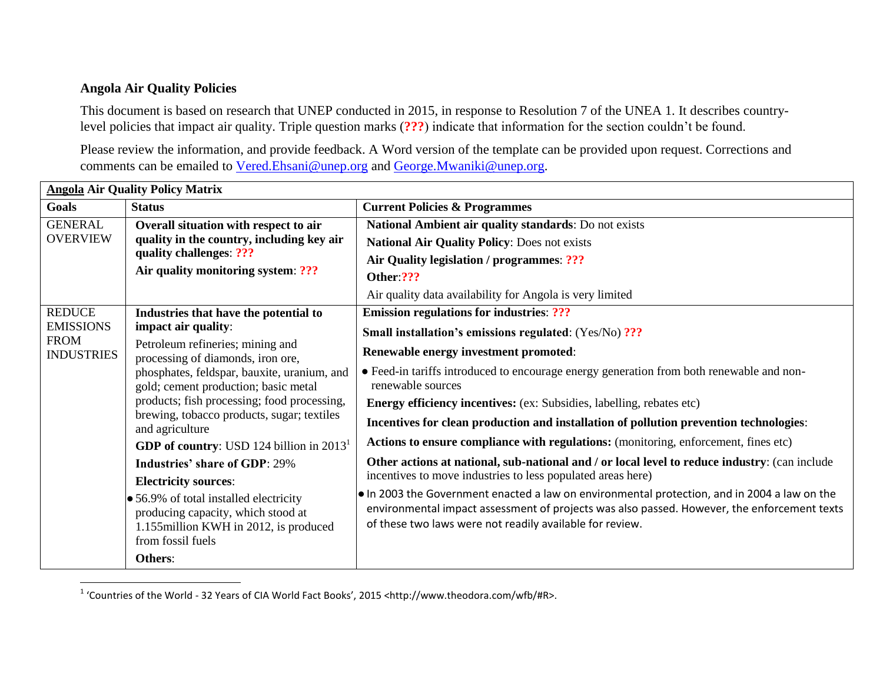**Angola Air Quality Policies**

This document is based on research that UNEP conducted in 2015, in response to Resolution 7 of the UNEA 1. It describes country-level policies that impact air quality. Triple question marks (**???**) indicate that information for the section couldn't be found.

Please review the information, and provide feedback. A Word version of the template can be provided upon request. Corrections and comments can be emailed to Vered.Ehsani@unep.org and George.Mwaniki@unep.org.

| **Angola Air Quality Policy Matrix** | | |
|---|---|---|
| **Goals** | **Status** | **Current Policies & Programmes** |
| GENERAL OVERVIEW | **Overall situation with respect to air quality in the country, including key air quality challenges**: **???**<br><br>**Air quality monitoring system**: **???** | **National Ambient air quality standards**: Do not exists<br><br>**National Air Quality Policy**: Does not exists<br><br>**Air Quality legislation / programmes**: **???**<br><br>**Other**:**???**<br><br>Air quality data availability for Angola is very limited |
| REDUCE EMISSIONS FROM INDUSTRIES | **Industries that have the potential to impact air quality**:<br><br>Petroleum refineries; mining and processing of diamonds, iron ore, phosphates, feldspar, bauxite, uranium, and gold; cement production; basic metal products; fish processing; food processing, brewing, tobacco products, sugar; textiles and agriculture<br><br>**GDP of country**: USD 124 billion in 2013[1]<br><br>**Industries' share of GDP**: 29%<br><br>**Electricity sources**:<br><br>• 56.9% of total installed electricity producing capacity, which stood at 1.155million KWH in 2012, is produced from fossil fuels<br><br>**Others**: | **Emission regulations for industries**: **???**<br><br>**Small installation's emissions regulated**: (Yes/No) **???**<br><br>**Renewable energy investment promoted**:<br><br>• Feed-in tariffs introduced to encourage energy generation from both renewable and non-renewable sources<br><br>**Energy efficiency incentives:** (ex: Subsidies, labelling, rebates etc)<br><br>**Incentives for clean production and installation of pollution prevention technologies**:<br><br>**Actions to ensure compliance with regulations:** (monitoring, enforcement, fines etc)<br><br>**Other actions at national, sub-national and / or local level to reduce industry**: (can include incentives to move industries to less populated areas here)<br><br>• In 2003 the Government enacted a law on environmental protection, and in 2004 a law on the environmental impact assessment of projects was also passed. However, the enforcement texts of these two laws were not readily available for review. |

[1] 'Countries of the World - 32 Years of CIA World Fact Books', 2015 <http://www.theodora.com/wfb/#R>.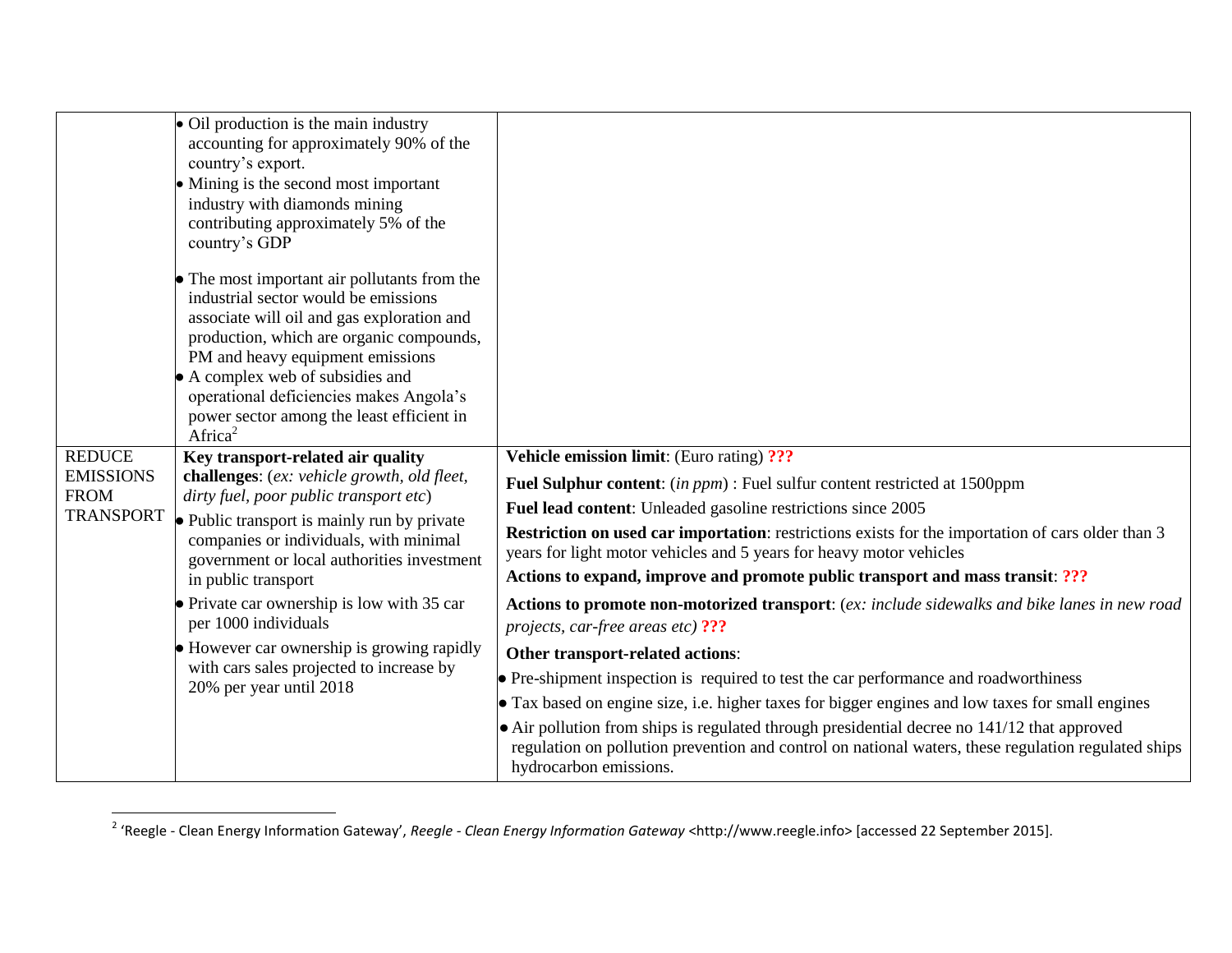| | | |
|---|---|---|
| | • Oil production is the main industry accounting for approximately 90% of the country's export.<br>• Mining is the second most important industry with diamonds mining contributing approximately 5% of the country's GDP<br><br>• The most important air pollutants from the industrial sector would be emissions associate will oil and gas exploration and production, which are organic compounds, PM and heavy equipment emissions<br>• A complex web of subsidies and operational deficiencies makes Angola's power sector among the least efficient in Africa[2] | |
| REDUCE EMISSIONS FROM TRANSPORT | **Key transport-related air quality challenges**: (*ex: vehicle growth, old fleet, dirty fuel, poor public transport etc*)<br>• Public transport is mainly run by private companies or individuals, with minimal government or local authorities investment in public transport<br>• Private car ownership is low with 35 car per 1000 individuals<br>• However car ownership is growing rapidly with cars sales projected to increase by 20% per year until 2018 | **Vehicle emission limit**: (Euro rating) **???**<br>**Fuel Sulphur content**: (*in ppm*) : Fuel sulfur content restricted at 1500ppm<br>**Fuel lead content**: Unleaded gasoline restrictions since 2005<br>**Restriction on used car importation**: restrictions exists for the importation of cars older than 3 years for light motor vehicles and 5 years for heavy motor vehicles<br>**Actions to expand, improve and promote public transport and mass transit**: **???**<br>**Actions to promote non-motorized transport**: (*ex: include sidewalks and bike lanes in new road projects, car-free areas etc)* **???**<br>**Other transport-related actions**:<br>• Pre-shipment inspection is required to test the car performance and roadworthiness<br>• Tax based on engine size, i.e. higher taxes for bigger engines and low taxes for small engines<br>• Air pollution from ships is regulated through presidential decree no 141/12 that approved regulation on pollution prevention and control on national waters, these regulation regulated ships hydrocarbon emissions. |

[2] 'Reegle - Clean Energy Information Gateway', *Reegle - Clean Energy Information Gateway* <http://www.reegle.info> [accessed 22 September 2015].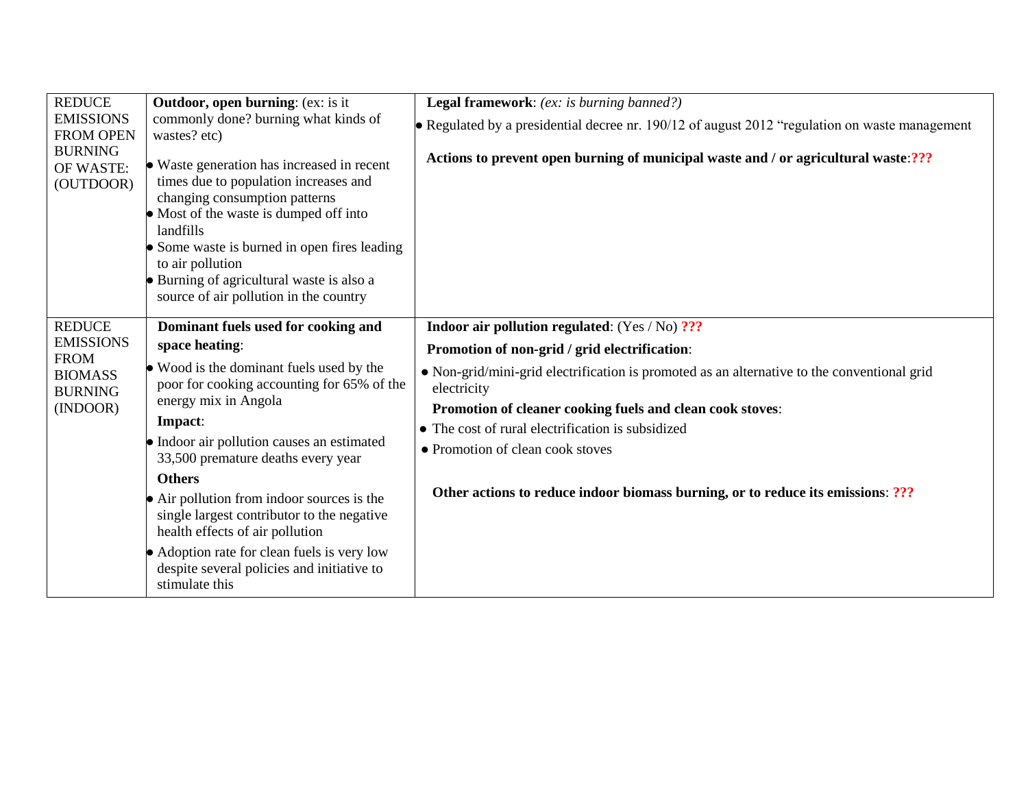| | | |
|---|---|---|
| REDUCE EMISSIONS FROM OPEN BURNING OF WASTE: (OUTDOOR) | **Outdoor, open burning**: (ex: is it commonly done? burning what kinds of wastes? etc)<br><br>• Waste generation has increased in recent times due to population increases and changing consumption patterns<br>• Most of the waste is dumped off into landfills<br>• Some waste is burned in open fires leading to air pollution<br>• Burning of agricultural waste is also a source of air pollution in the country | **Legal framework**: *(ex: is burning banned?)*<br><br>• Regulated by a presidential decree nr. 190/12 of august 2012 "regulation on waste management<br><br>**Actions to prevent open burning of municipal waste and / or agricultural waste**:**???** |
| REDUCE EMISSIONS FROM BIOMASS BURNING (INDOOR) | **Dominant fuels used for cooking and space heating**:<br><br>• Wood is the dominant fuels used by the poor for cooking accounting for 65% of the energy mix in Angola<br><br>**Impact**:<br><br>• Indoor air pollution causes an estimated 33,500 premature deaths every year<br><br>**Others**<br><br>• Air pollution from indoor sources is the single largest contributor to the negative health effects of air pollution<br>• Adoption rate for clean fuels is very low despite several policies and initiative to stimulate this | **Indoor air pollution regulated**: (Yes / No) **???**<br><br>**Promotion of non-grid / grid electrification**:<br><br>• Non-grid/mini-grid electrification is promoted as an alternative to the conventional grid electricity<br><br>**Promotion of cleaner cooking fuels and clean cook stoves**:<br><br>• The cost of rural electrification is subsidized<br>• Promotion of clean cook stoves<br><br>**Other actions to reduce indoor biomass burning, or to reduce its emissions**: **???** |